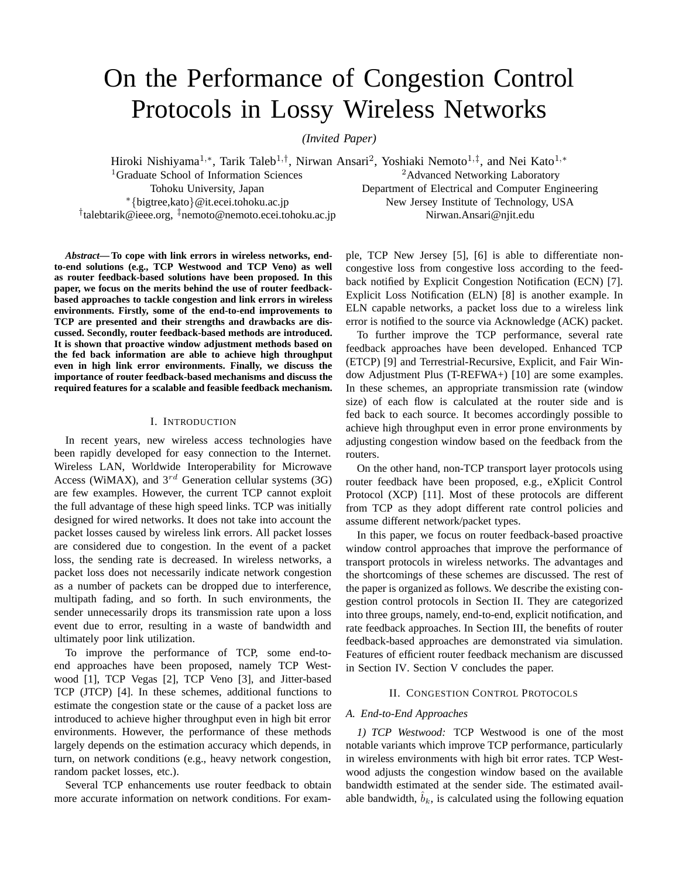# On the Performance of Congestion Control Protocols in Lossy Wireless Networks

*(Invited Paper)*

Hiroki Nishiyama[1,∗], Tarik Taleb[1,†], Nirwan Ansari[2], Yoshiaki Nemoto[1,‡], and Nei Kato[1,∗]

[1]Graduate School of Information Sciences
Tohoku University, Japan
[∗]{bigtree,kato}@it.ecei.tohoku.ac.jp
[†]talebtarik@ieee.org, [‡]nemoto@nemoto.ecei.tohoku.ac.jp

[2]Advanced Networking Laboratory
Department of Electrical and Computer Engineering
New Jersey Institute of Technology, USA
Nirwan.Ansari@njit.edu

***Abstract*— To cope with link errors in wireless networks, end-to-end solutions (e.g., TCP Westwood and TCP Veno) as well as router feedback-based solutions have been proposed. In this paper, we focus on the merits behind the use of router feedback-based approaches to tackle congestion and link errors in wireless environments. Firstly, some of the end-to-end improvements to TCP are presented and their strengths and drawbacks are discussed. Secondly, router feedback-based methods are introduced. It is shown that proactive window adjustment methods based on the fed back information are able to achieve high throughput even in high link error environments. Finally, we discuss the importance of router feedback-based mechanisms and discuss the required features for a scalable and feasible feedback mechanism.**

## I. Introduction

In recent years, new wireless access technologies have been rapidly developed for easy connection to the Internet. Wireless LAN, Worldwide Interoperability for Microwave Access (WiMAX), and $3^{rd}$ Generation cellular systems (3G) are few examples. However, the current TCP cannot exploit the full advantage of these high speed links. TCP was initially designed for wired networks. It does not take into account the packet losses caused by wireless link errors. All packet losses are considered due to congestion. In the event of a packet loss, the sending rate is decreased. In wireless networks, a packet loss does not necessarily indicate network congestion as a number of packets can be dropped due to interference, multipath fading, and so forth. In such environments, the sender unnecessarily drops its transmission rate upon a loss event due to error, resulting in a waste of bandwidth and ultimately poor link utilization.

To improve the performance of TCP, some end-to-end approaches have been proposed, namely TCP Westwood [1], TCP Vegas [2], TCP Veno [3], and Jitter-based TCP (JTCP) [4]. In these schemes, additional functions to estimate the congestion state or the cause of a packet loss are introduced to achieve higher throughput even in high bit error environments. However, the performance of these methods largely depends on the estimation accuracy which depends, in turn, on network conditions (e.g., heavy network congestion, random packet losses, etc.).

Several TCP enhancements use router feedback to obtain more accurate information on network conditions. For example, TCP New Jersey [5], [6] is able to differentiate non-congestive loss from congestive loss according to the feedback notified by Explicit Congestion Notification (ECN) [7]. Explicit Loss Notification (ELN) [8] is another example. In ELN capable networks, a packet loss due to a wireless link error is notified to the source via Acknowledge (ACK) packet.

To further improve the TCP performance, several rate feedback approaches have been developed. Enhanced TCP (ETCP) [9] and Terrestrial-Recursive, Explicit, and Fair Window Adjustment Plus (T-REFWA+) [10] are some examples. In these schemes, an appropriate transmission rate (window size) of each flow is calculated at the router side and is fed back to each source. It becomes accordingly possible to achieve high throughput even in error prone environments by adjusting congestion window based on the feedback from the routers.

On the other hand, non-TCP transport layer protocols using router feedback have been proposed, e.g., eXplicit Control Protocol (XCP) [11]. Most of these protocols are different from TCP as they adopt different rate control policies and assume different network/packet types.

In this paper, we focus on router feedback-based proactive window control approaches that improve the performance of transport protocols in wireless networks. The advantages and the shortcomings of these schemes are discussed. The rest of the paper is organized as follows. We describe the existing congestion control protocols in Section II. They are categorized into three groups, namely, end-to-end, explicit notification, and rate feedback approaches. In Section III, the benefits of router feedback-based approaches are demonstrated via simulation. Features of efficient router feedback mechanism are discussed in Section IV. Section V concludes the paper.

## II. Congestion Control Protocols

### A. End-to-End Approaches

*1) TCP Westwood:* TCP Westwood is one of the most notable variants which improve TCP performance, particularly in wireless environments with high bit error rates. TCP Westwood adjusts the congestion window based on the available bandwidth estimated at the sender side. The estimated available bandwidth, $\hat{b}_k$, is calculated using the following equation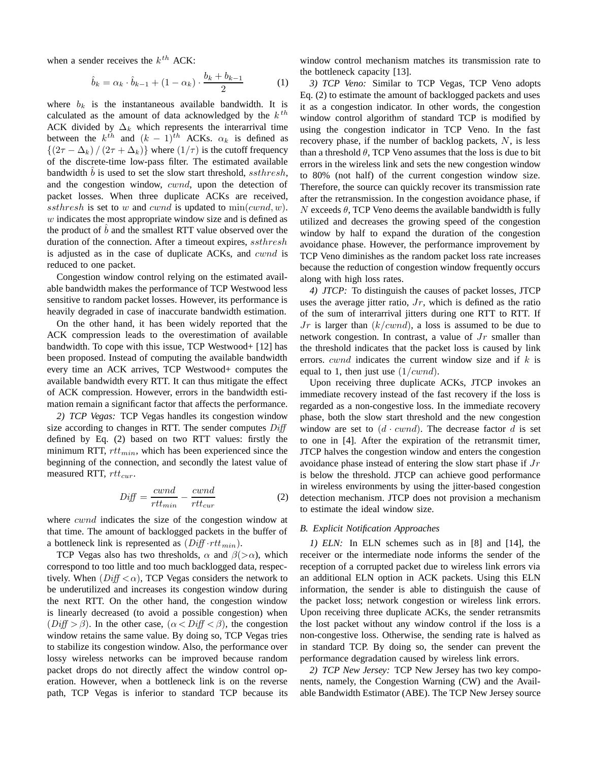when a sender receives the $k^{th}$ ACK:

$$\hat{b}_k = \alpha_k \cdot \hat{b}_{k-1} + (1 - \alpha_k) \cdot \frac{b_k + b_{k-1}}{2} \tag{1}$$

where $b_k$ is the instantaneous available bandwidth. It is calculated as the amount of data acknowledged by the $k^{th}$ ACK divided by $\Delta_k$ which represents the interarrival time between the $k^{th}$ and $(k-1)^{th}$ ACKs. $\alpha_k$ is defined as $\{(2\tau - \Delta_k)/(2\tau + \Delta_k)\}$ where $(1/\tau)$ is the cutoff frequency of the discrete-time low-pass filter. The estimated available bandwidth $\hat{b}$ is used to set the slow start threshold, $ssthresh$, and the congestion window, $cwnd$, upon the detection of packet losses. When three duplicate ACKs are received, $ssthresh$ is set to $w$ and $cwnd$ is updated to $\min(cwnd, w)$. $w$ indicates the most appropriate window size and is defined as the product of $\hat{b}$ and the smallest RTT value observed over the duration of the connection. After a timeout expires, $ssthresh$ is adjusted as in the case of duplicate ACKs, and $cwnd$ is reduced to one packet.

Congestion window control relying on the estimated available bandwidth makes the performance of TCP Westwood less sensitive to random packet losses. However, its performance is heavily degraded in case of inaccurate bandwidth estimation.

On the other hand, it has been widely reported that the ACK compression leads to the overestimation of available bandwidth. To cope with this issue, TCP Westwood+ [12] has been proposed. Instead of computing the available bandwidth every time an ACK arrives, TCP Westwood+ computes the available bandwidth every RTT. It can thus mitigate the effect of ACK compression. However, errors in the bandwidth estimation remain a significant factor that affects the performance.

*2) TCP Vegas:* TCP Vegas handles its congestion window size according to changes in RTT. The sender computes $Diff$ defined by Eq. (2) based on two RTT values: firstly the minimum RTT, $rtt_{min}$, which has been experienced since the beginning of the connection, and secondly the latest value of measured RTT, $rtt_{cur}$.

$$Diff = \frac{cwnd}{rtt_{min}} - \frac{cwnd}{rtt_{cur}} \tag{2}$$

where $cwnd$ indicates the size of the congestion window at that time. The amount of backlogged packets in the buffer of a bottleneck link is represented as $(Diff \cdot rtt_{min})$.

TCP Vegas also has two thresholds, $\alpha$ and $\beta(>\alpha)$, which correspond to too little and too much backlogged data, respectively. When $(Diff < \alpha)$, TCP Vegas considers the network to be underutilized and increases its congestion window during the next RTT. On the other hand, the congestion window is linearly decreased (to avoid a possible congestion) when $(Diff > \beta)$. In the other case, $(\alpha < Diff < \beta)$, the congestion window retains the same value. By doing so, TCP Vegas tries to stabilize its congestion window. Also, the performance over lossy wireless networks can be improved because random packet drops do not directly affect the window control operation. However, when a bottleneck link is on the reverse path, TCP Vegas is inferior to standard TCP because its window control mechanism matches its transmission rate to the bottleneck capacity [13].

*3) TCP Veno:* Similar to TCP Vegas, TCP Veno adopts Eq. (2) to estimate the amount of backlogged packets and uses it as a congestion indicator. In other words, the congestion window control algorithm of standard TCP is modified by using the congestion indicator in TCP Veno. In the fast recovery phase, if the number of backlog packets, $N$, is less than a threshold $\theta$, TCP Veno assumes that the loss is due to bit errors in the wireless link and sets the new congestion window to 80% (not half) of the current congestion window size. Therefore, the source can quickly recover its transmission rate after the retransmission. In the congestion avoidance phase, if $N$ exceeds $\theta$, TCP Veno deems the available bandwidth is fully utilized and decreases the growing speed of the congestion window by half to expand the duration of the congestion avoidance phase. However, the performance improvement by TCP Veno diminishes as the random packet loss rate increases because the reduction of congestion window frequently occurs along with high loss rates.

*4) JTCP:* To distinguish the causes of packet losses, JTCP uses the average jitter ratio, $Jr$, which is defined as the ratio of the sum of interarrival jitters during one RTT to RTT. If $Jr$ is larger than $(k/cwnd)$, a loss is assumed to be due to network congestion. In contrast, a value of $Jr$ smaller than the threshold indicates that the packet loss is caused by link errors. $cwnd$ indicates the current window size and if $k$ is equal to 1, then just use $(1/cwnd)$.

Upon receiving three duplicate ACKs, JTCP invokes an immediate recovery instead of the fast recovery if the loss is regarded as a non-congestive loss. In the immediate recovery phase, both the slow start threshold and the new congestion window are set to $(d \cdot cwnd)$. The decrease factor $d$ is set to one in [4]. After the expiration of the retransmit timer, JTCP halves the congestion window and enters the congestion avoidance phase instead of entering the slow start phase if $Jr$ is below the threshold. JTCP can achieve good performance in wireless environments by using the jitter-based congestion detection mechanism. JTCP does not provision a mechanism to estimate the ideal window size.

### B. Explicit Notification Approaches

*1) ELN:* In ELN schemes such as in [8] and [14], the receiver or the intermediate node informs the sender of the reception of a corrupted packet due to wireless link errors via an additional ELN option in ACK packets. Using this ELN information, the sender is able to distinguish the cause of the packet loss; network congestion or wireless link errors. Upon receiving three duplicate ACKs, the sender retransmits the lost packet without any window control if the loss is a non-congestive loss. Otherwise, the sending rate is halved as in standard TCP. By doing so, the sender can prevent the performance degradation caused by wireless link errors.

*2) TCP New Jersey:* TCP New Jersey has two key components, namely, the Congestion Warning (CW) and the Available Bandwidth Estimator (ABE). The TCP New Jersey source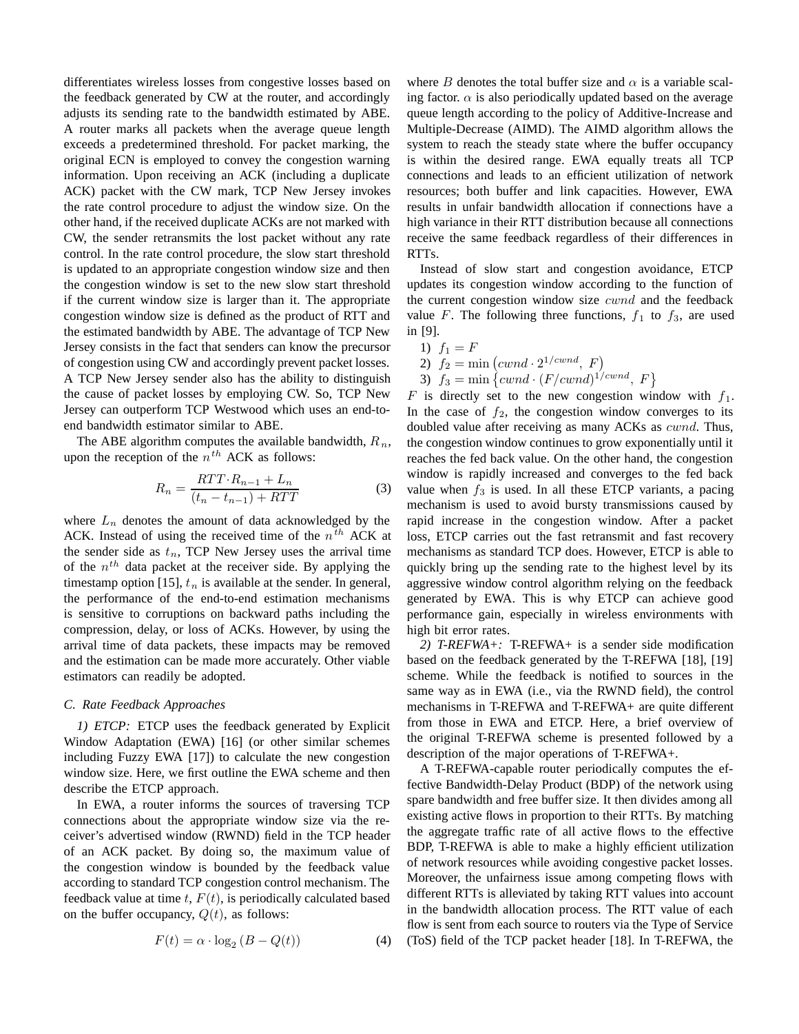differentiates wireless losses from congestive losses based on the feedback generated by CW at the router, and accordingly adjusts its sending rate to the bandwidth estimated by ABE. A router marks all packets when the average queue length exceeds a predetermined threshold. For packet marking, the original ECN is employed to convey the congestion warning information. Upon receiving an ACK (including a duplicate ACK) packet with the CW mark, TCP New Jersey invokes the rate control procedure to adjust the window size. On the other hand, if the received duplicate ACKs are not marked with CW, the sender retransmits the lost packet without any rate control. In the rate control procedure, the slow start threshold is updated to an appropriate congestion window size and then the congestion window is set to the new slow start threshold if the current window size is larger than it. The appropriate congestion window size is defined as the product of RTT and the estimated bandwidth by ABE. The advantage of TCP New Jersey consists in the fact that senders can know the precursor of congestion using CW and accordingly prevent packet losses. A TCP New Jersey sender also has the ability to distinguish the cause of packet losses by employing CW. So, TCP New Jersey can outperform TCP Westwood which uses an end-to-end bandwidth estimator similar to ABE.

The ABE algorithm computes the available bandwidth, $R_n$, upon the reception of the $n^{th}$ ACK as follows:

$$R_n = \frac{RTT \cdot R_{n-1} + L_n}{(t_n - t_{n-1}) + RTT} \tag{3}$$

where $L_n$ denotes the amount of data acknowledged by the ACK. Instead of using the received time of the $n^{th}$ ACK at the sender side as $t_n$, TCP New Jersey uses the arrival time of the $n^{th}$ data packet at the receiver side. By applying the timestamp option [15], $t_n$ is available at the sender. In general, the performance of the end-to-end estimation mechanisms is sensitive to corruptions on backward paths including the compression, delay, or loss of ACKs. However, by using the arrival time of data packets, these impacts may be removed and the estimation can be made more accurately. Other viable estimators can readily be adopted.

### C. Rate Feedback Approaches

*1) ETCP:* ETCP uses the feedback generated by Explicit Window Adaptation (EWA) [16] (or other similar schemes including Fuzzy EWA [17]) to calculate the new congestion window size. Here, we first outline the EWA scheme and then describe the ETCP approach.

In EWA, a router informs the sources of traversing TCP connections about the appropriate window size via the receiver's advertised window (RWND) field in the TCP header of an ACK packet. By doing so, the maximum value of the congestion window is bounded by the feedback value according to standard TCP congestion control mechanism. The feedback value at time $t$, $F(t)$, is periodically calculated based on the buffer occupancy, $Q(t)$, as follows:

$$F(t) = \alpha \cdot \log_2 (B - Q(t)) \tag{4}$$

where $B$ denotes the total buffer size and $\alpha$ is a variable scaling factor. $\alpha$ is also periodically updated based on the average queue length according to the policy of Additive-Increase and Multiple-Decrease (AIMD). The AIMD algorithm allows the system to reach the steady state where the buffer occupancy is within the desired range. EWA equally treats all TCP connections and leads to an efficient utilization of network resources; both buffer and link capacities. However, EWA results in unfair bandwidth allocation if connections have a high variance in their RTT distribution because all connections receive the same feedback regardless of their differences in RTTs.

Instead of slow start and congestion avoidance, ETCP updates its congestion window according to the function of the current congestion window size $cwnd$ and the feedback value $F$. The following three functions, $f_1$ to $f_3$, are used in [9].

1) $f_1 = F$
2) $f_2 = \min\left(cwnd \cdot 2^{1/cwnd},\ F\right)$
3) $f_3 = \min\left\{cwnd \cdot (F/cwnd)^{1/cwnd},\ F\right\}$

$F$ is directly set to the new congestion window with $f_1$. In the case of $f_2$, the congestion window converges to its doubled value after receiving as many ACKs as $cwnd$. Thus, the congestion window continues to grow exponentially until it reaches the fed back value. On the other hand, the congestion window is rapidly increased and converges to the fed back value when $f_3$ is used. In all these ETCP variants, a pacing mechanism is used to avoid bursty transmissions caused by rapid increase in the congestion window. After a packet loss, ETCP carries out the fast retransmit and fast recovery mechanisms as standard TCP does. However, ETCP is able to quickly bring up the sending rate to the highest level by its aggressive window control algorithm relying on the feedback generated by EWA. This is why ETCP can achieve good performance gain, especially in wireless environments with high bit error rates.

*2) T-REFWA+:* T-REFWA+ is a sender side modification based on the feedback generated by the T-REFWA [18], [19] scheme. While the feedback is notified to sources in the same way as in EWA (i.e., via the RWND field), the control mechanisms in T-REFWA and T-REFWA+ are quite different from those in EWA and ETCP. Here, a brief overview of the original T-REFWA scheme is presented followed by a description of the major operations of T-REFWA+.

A T-REFWA-capable router periodically computes the effective Bandwidth-Delay Product (BDP) of the network using spare bandwidth and free buffer size. It then divides among all existing active flows in proportion to their RTTs. By matching the aggregate traffic rate of all active flows to the effective BDP, T-REFWA is able to make a highly efficient utilization of network resources while avoiding congestive packet losses. Moreover, the unfairness issue among competing flows with different RTTs is alleviated by taking RTT values into account in the bandwidth allocation process. The RTT value of each flow is sent from each source to routers via the Type of Service (ToS) field of the TCP packet header [18]. In T-REFWA, the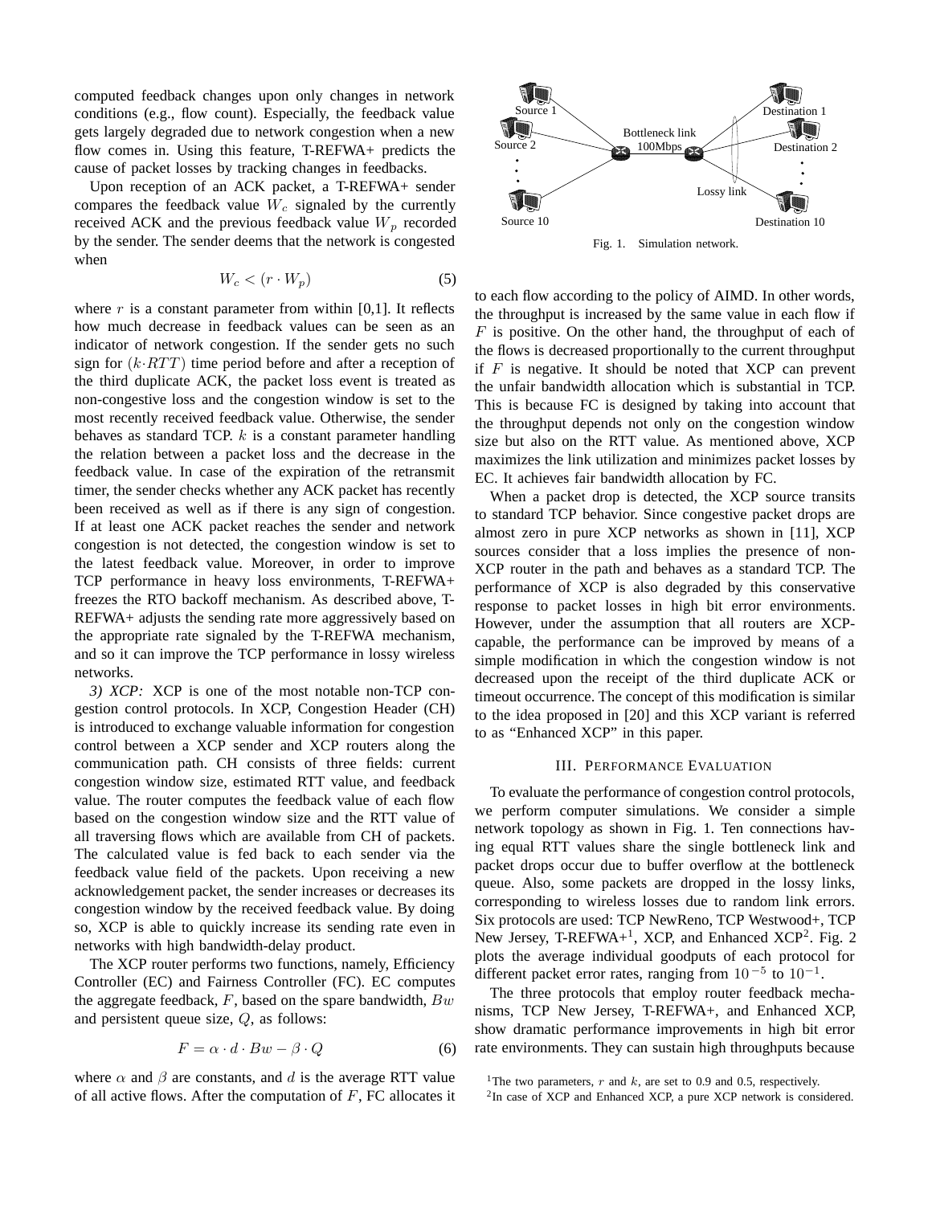computed feedback changes upon only changes in network conditions (e.g., flow count). Especially, the feedback value gets largely degraded due to network congestion when a new flow comes in. Using this feature, T-REFWA+ predicts the cause of packet losses by tracking changes in feedbacks.

Upon reception of an ACK packet, a T-REFWA+ sender compares the feedback value $W_c$ signaled by the currently received ACK and the previous feedback value $W_p$ recorded by the sender. The sender deems that the network is congested when

$$W_c < (r \cdot W_p) \tag{5}$$

where $r$ is a constant parameter from within [0,1]. It reflects how much decrease in feedback values can be seen as an indicator of network congestion. If the sender gets no such sign for $(k \cdot RTT)$ time period before and after a reception of the third duplicate ACK, the packet loss event is treated as non-congestive loss and the congestion window is set to the most recently received feedback value. Otherwise, the sender behaves as standard TCP. $k$ is a constant parameter handling the relation between a packet loss and the decrease in the feedback value. In case of the expiration of the retransmit timer, the sender checks whether any ACK packet has recently been received as well as if there is any sign of congestion. If at least one ACK packet reaches the sender and network congestion is not detected, the congestion window is set to the latest feedback value. Moreover, in order to improve TCP performance in heavy loss environments, T-REFWA+ freezes the RTO backoff mechanism. As described above, T-REFWA+ adjusts the sending rate more aggressively based on the appropriate rate signaled by the T-REFWA mechanism, and so it can improve the TCP performance in lossy wireless networks.

*3) XCP:* XCP is one of the most notable non-TCP congestion control protocols. In XCP, Congestion Header (CH) is introduced to exchange valuable information for congestion control between a XCP sender and XCP routers along the communication path. CH consists of three fields: current congestion window size, estimated RTT value, and feedback value. The router computes the feedback value of each flow based on the congestion window size and the RTT value of all traversing flows which are available from CH of packets. The calculated value is fed back to each sender via the feedback value field of the packets. Upon receiving a new acknowledgement packet, the sender increases or decreases its congestion window by the received feedback value. By doing so, XCP is able to quickly increase its sending rate even in networks with high bandwidth-delay product.

The XCP router performs two functions, namely, Efficiency Controller (EC) and Fairness Controller (FC). EC computes the aggregate feedback, $F$, based on the spare bandwidth, $Bw$ and persistent queue size, $Q$, as follows:

$$F = \alpha \cdot d \cdot Bw - \beta \cdot Q \tag{6}$$

where $\alpha$ and $\beta$ are constants, and $d$ is the average RTT value of all active flows. After the computation of $F$, FC allocates it to each flow according to the policy of AIMD. In other words, the throughput is increased by the same value in each flow if $F$ is positive. On the other hand, the throughput of each of the flows is decreased proportionally to the current throughput if $F$ is negative. It should be noted that XCP can prevent the unfair bandwidth allocation which is substantial in TCP. This is because FC is designed by taking into account that the throughput depends not only on the congestion window size but also on the RTT value. As mentioned above, XCP maximizes the link utilization and minimizes packet losses by EC. It achieves fair bandwidth allocation by FC.

When a packet drop is detected, the XCP source transits to standard TCP behavior. Since congestive packet drops are almost zero in pure XCP networks as shown in [11], XCP sources consider that a loss implies the presence of non-XCP router in the path and behaves as a standard TCP. The performance of XCP is also degraded by this conservative response to packet losses in high bit error environments. However, under the assumption that all routers are XCP-capable, the performance can be improved by means of a simple modification in which the congestion window is not decreased upon the receipt of the third duplicate ACK or timeout occurrence. The concept of this modification is similar to the idea proposed in [20] and this XCP variant is referred to as "Enhanced XCP" in this paper.

Source 1, Source 2, ..., Source 10 — Bottleneck link 100Mbps — Lossy link — Destination 1, Destination 2, ..., Destination 10

Fig. 1. Simulation network.

## III. Performance Evaluation

To evaluate the performance of congestion control protocols, we perform computer simulations. We consider a simple network topology as shown in Fig. 1. Ten connections having equal RTT values share the single bottleneck link and packet drops occur due to buffer overflow at the bottleneck queue. Also, some packets are dropped in the lossy links, corresponding to wireless losses due to random link errors. Six protocols are used: TCP NewReno, TCP Westwood+, TCP New Jersey, T-REFWA+[1], XCP, and Enhanced XCP[2]. Fig. 2 plots the average individual goodputs of each protocol for different packet error rates, ranging from $10^{-5}$ to $10^{-1}$.

The three protocols that employ router feedback mechanisms, TCP New Jersey, T-REFWA+, and Enhanced XCP, show dramatic performance improvements in high bit error rate environments. They can sustain high throughputs because

[1]The two parameters, $r$ and $k$, are set to 0.9 and 0.5, respectively.

[2]In case of XCP and Enhanced XCP, a pure XCP network is considered.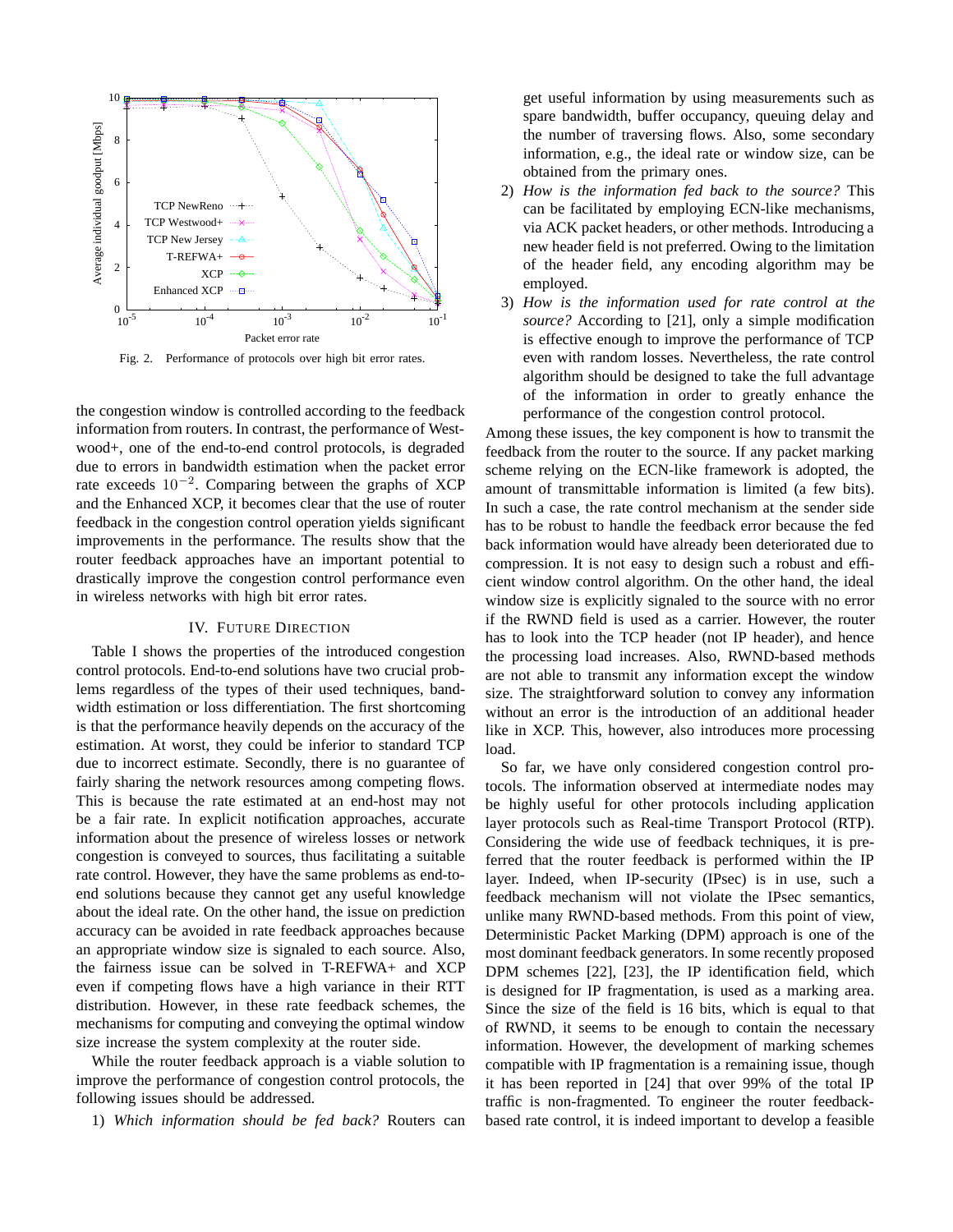Fig. 2. Performance of protocols over high bit error rates.

the congestion window is controlled according to the feedback information from routers. In contrast, the performance of Westwood+, one of the end-to-end control protocols, is degraded due to errors in bandwidth estimation when the packet error rate exceeds $10^{-2}$. Comparing between the graphs of XCP and the Enhanced XCP, it becomes clear that the use of router feedback in the congestion control operation yields significant improvements in the performance. The results show that the router feedback approaches have an important potential to drastically improve the congestion control performance even in wireless networks with high bit error rates.

## IV. Future Direction

Table I shows the properties of the introduced congestion control protocols. End-to-end solutions have two crucial problems regardless of the types of their used techniques, bandwidth estimation or loss differentiation. The first shortcoming is that the performance heavily depends on the accuracy of the estimation. At worst, they could be inferior to standard TCP due to incorrect estimate. Secondly, there is no guarantee of fairly sharing the network resources among competing flows. This is because the rate estimated at an end-host may not be a fair rate. In explicit notification approaches, accurate information about the presence of wireless losses or network congestion is conveyed to sources, thus facilitating a suitable rate control. However, they have the same problems as end-to-end solutions because they cannot get any useful knowledge about the ideal rate. On the other hand, the issue on prediction accuracy can be avoided in rate feedback approaches because an appropriate window size is signaled to each source. Also, the fairness issue can be solved in T-REFWA+ and XCP even if competing flows have a high variance in their RTT distribution. However, in these rate feedback schemes, the mechanisms for computing and conveying the optimal window size increase the system complexity at the router side.

While the router feedback approach is a viable solution to improve the performance of congestion control protocols, the following issues should be addressed.

1) *Which information should be fed back?* Routers can get useful information by using measurements such as spare bandwidth, buffer occupancy, queuing delay and the number of traversing flows. Also, some secondary information, e.g., the ideal rate or window size, can be obtained from the primary ones.
2) *How is the information fed back to the source?* This can be facilitated by employing ECN-like mechanisms, via ACK packet headers, or other methods. Introducing a new header field is not preferred. Owing to the limitation of the header field, any encoding algorithm may be employed.
3) *How is the information used for rate control at the source?* According to [21], only a simple modification is effective enough to improve the performance of TCP even with random losses. Nevertheless, the rate control algorithm should be designed to take the full advantage of the information in order to greatly enhance the performance of the congestion control protocol.

Among these issues, the key component is how to transmit the feedback from the router to the source. If any packet marking scheme relying on the ECN-like framework is adopted, the amount of transmittable information is limited (a few bits). In such a case, the rate control mechanism at the sender side has to be robust to handle the feedback error because the fed back information would have already been deteriorated due to compression. It is not easy to design such a robust and efficient window control algorithm. On the other hand, the ideal window size is explicitly signaled to the source with no error if the RWND field is used as a carrier. However, the router has to look into the TCP header (not IP header), and hence the processing load increases. Also, RWND-based methods are not able to transmit any information except the window size. The straightforward solution to convey any information without an error is the introduction of an additional header like in XCP. This, however, also introduces more processing load.

So far, we have only considered congestion control protocols. The information observed at intermediate nodes may be highly useful for other protocols including application layer protocols such as Real-time Transport Protocol (RTP). Considering the wide use of feedback techniques, it is preferred that the router feedback is performed within the IP layer. Indeed, when IP-security (IPsec) is in use, such a feedback mechanism will not violate the IPsec semantics, unlike many RWND-based methods. From this point of view, Deterministic Packet Marking (DPM) approach is one of the most dominant feedback generators. In some recently proposed DPM schemes [22], [23], the IP identification field, which is designed for IP fragmentation, is used as a marking area. Since the size of the field is 16 bits, which is equal to that of RWND, it seems to be enough to contain the necessary information. However, the development of marking schemes compatible with IP fragmentation is a remaining issue, though it has been reported in [24] that over 99% of the total IP traffic is non-fragmented. To engineer the router feedback-based rate control, it is indeed important to develop a feasible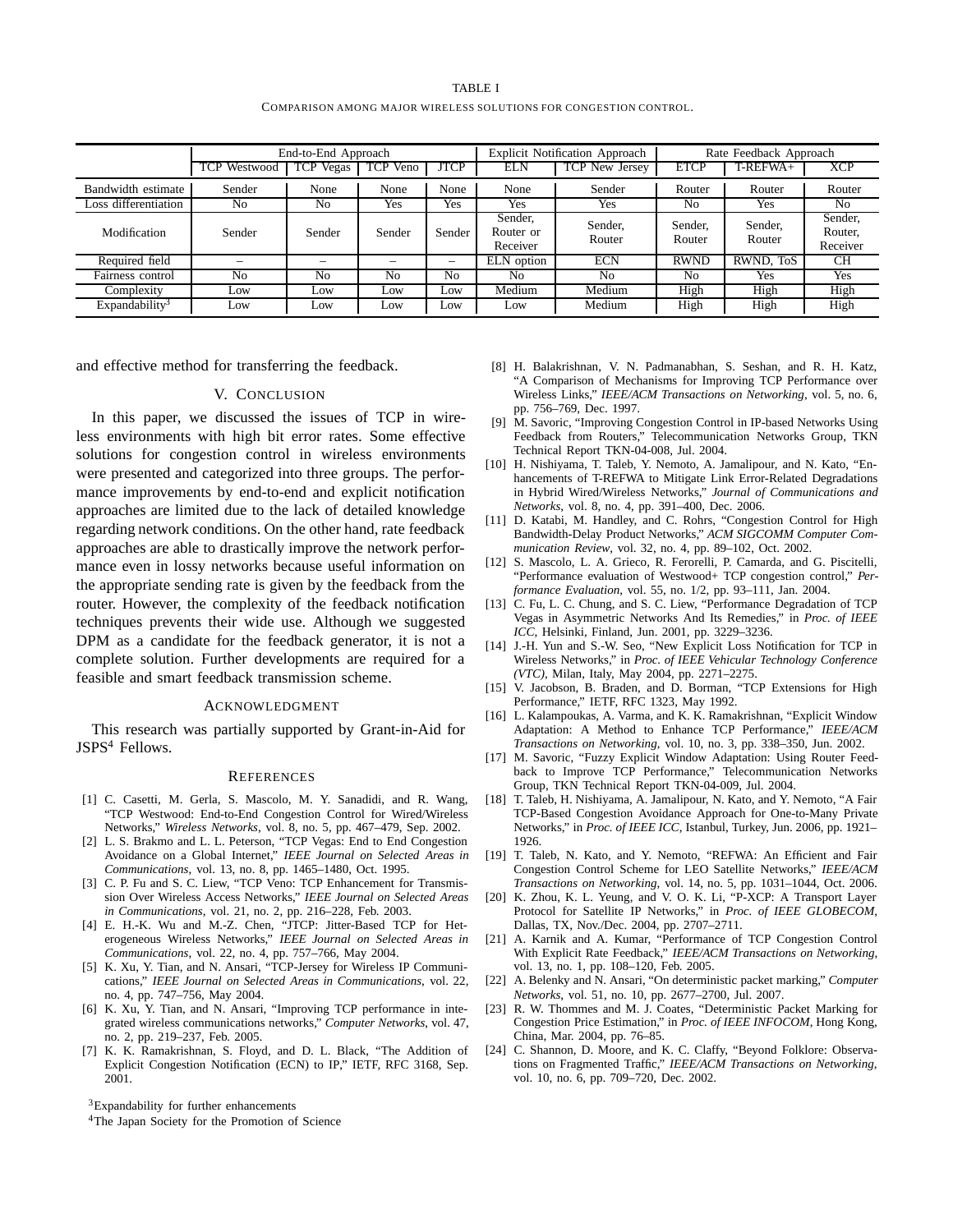TABLE I

COMPARISON AMONG MAJOR WIRELESS SOLUTIONS FOR CONGESTION CONTROL.

| | End-to-End Approach | | | | Explicit Notification Approach | | Rate Feedback Approach | | |
|---|---|---|---|---|---|---|---|---|---|
| | TCP Westwood | TCP Vegas | TCP Veno | JTCP | ELN | TCP New Jersey | ETCP | T-REFWA+ | XCP |
| Bandwidth estimate | Sender | None | None | None | None | Sender | Router | Router | Router |
| Loss differentiation | No | No | Yes | Yes | Yes | Yes | No | Yes | No |
| Modification | Sender | Sender | Sender | Sender | Sender, Router or Receiver | Sender, Router | Sender, Router | Sender, Router | Sender, Router, Receiver |
| Required field | – | – | – | – | ELN option | ECN | RWND | RWND, ToS | CH |
| Fairness control | No | No | No | No | No | No | No | Yes | Yes |
| Complexity | Low | Low | Low | Low | Medium | Medium | High | High | High |
| Expandability[3] | Low | Low | Low | Low | Low | Medium | High | High | High |

and effective method for transferring the feedback.

## V. CONCLUSION

In this paper, we discussed the issues of TCP in wireless environments with high bit error rates. Some effective solutions for congestion control in wireless environments were presented and categorized into three groups. The performance improvements by end-to-end and explicit notification approaches are limited due to the lack of detailed knowledge regarding network conditions. On the other hand, rate feedback approaches are able to drastically improve the network performance even in lossy networks because useful information on the appropriate sending rate is given by the feedback from the router. However, the complexity of the feedback notification techniques prevents their wide use. Although we suggested DPM as a candidate for the feedback generator, it is not a complete solution. Further developments are required for a feasible and smart feedback transmission scheme.

## ACKNOWLEDGMENT

This research was partially supported by Grant-in-Aid for JSPS[4] Fellows.

## REFERENCES

[1] C. Casetti, M. Gerla, S. Mascolo, M. Y. Sanadidi, and R. Wang, "TCP Westwood: End-to-End Congestion Control for Wired/Wireless Networks," *Wireless Networks*, vol. 8, no. 5, pp. 467–479, Sep. 2002.

[2] L. S. Brakmo and L. L. Peterson, "TCP Vegas: End to End Congestion Avoidance on a Global Internet," *IEEE Journal on Selected Areas in Communications*, vol. 13, no. 8, pp. 1465–1480, Oct. 1995.

[3] C. P. Fu and S. C. Liew, "TCP Veno: TCP Enhancement for Transmission Over Wireless Access Networks," *IEEE Journal on Selected Areas in Communications*, vol. 21, no. 2, pp. 216–228, Feb. 2003.

[4] E. H.-K. Wu and M.-Z. Chen, "JTCP: Jitter-Based TCP for Heterogeneous Wireless Networks," *IEEE Journal on Selected Areas in Communications*, vol. 22, no. 4, pp. 757–766, May 2004.

[5] K. Xu, Y. Tian, and N. Ansari, "TCP-Jersey for Wireless IP Communications," *IEEE Journal on Selected Areas in Communications*, vol. 22, no. 4, pp. 747–756, May 2004.

[6] K. Xu, Y. Tian, and N. Ansari, "Improving TCP performance in integrated wireless communications networks," *Computer Networks*, vol. 47, no. 2, pp. 219–237, Feb. 2005.

[7] K. K. Ramakrishnan, S. Floyd, and D. L. Black, "The Addition of Explicit Congestion Notification (ECN) to IP," IETF, RFC 3168, Sep. 2001.

[8] H. Balakrishnan, V. N. Padmanabhan, S. Seshan, and R. H. Katz, "A Comparison of Mechanisms for Improving TCP Performance over Wireless Links," *IEEE/ACM Transactions on Networking*, vol. 5, no. 6, pp. 756–769, Dec. 1997.

[9] M. Savoric, "Improving Congestion Control in IP-based Networks Using Feedback from Routers," Telecommunication Networks Group, TKN Technical Report TKN-04-008, Jul. 2004.

[10] H. Nishiyama, T. Taleb, Y. Nemoto, A. Jamalipour, and N. Kato, "Enhancements of T-REFWA to Mitigate Link Error-Related Degradations in Hybrid Wired/Wireless Networks," *Journal of Communications and Networks*, vol. 8, no. 4, pp. 391–400, Dec. 2006.

[11] D. Katabi, M. Handley, and C. Rohrs, "Congestion Control for High Bandwidth-Delay Product Networks," *ACM SIGCOMM Computer Communication Review*, vol. 32, no. 4, pp. 89–102, Oct. 2002.

[12] S. Mascolo, L. A. Grieco, R. Ferorelli, P. Camarda, and G. Piscitelli, "Performance evaluation of Westwood+ TCP congestion control," *Performance Evaluation*, vol. 55, no. 1/2, pp. 93–111, Jan. 2004.

[13] C. Fu, L. C. Chung, and S. C. Liew, "Performance Degradation of TCP Vegas in Asymmetric Networks And Its Remedies," in *Proc. of IEEE ICC*, Helsinki, Finland, Jun. 2001, pp. 3229–3236.

[14] J.-H. Yun and S.-W. Seo, "New Explicit Loss Notification for TCP in Wireless Networks," in *Proc. of IEEE Vehicular Technology Conference (VTC)*, Milan, Italy, May 2004, pp. 2271–2275.

[15] V. Jacobson, B. Braden, and D. Borman, "TCP Extensions for High Performance," IETF, RFC 1323, May 1992.

[16] L. Kalampoukas, A. Varma, and K. K. Ramakrishnan, "Explicit Window Adaptation: A Method to Enhance TCP Performance," *IEEE/ACM Transactions on Networking*, vol. 10, no. 3, pp. 338–350, Jun. 2002.

[17] M. Savoric, "Fuzzy Explicit Window Adaptation: Using Router Feedback to Improve TCP Performance," Telecommunication Networks Group, TKN Technical Report TKN-04-009, Jul. 2004.

[18] T. Taleb, H. Nishiyama, A. Jamalipour, N. Kato, and Y. Nemoto, "A Fair TCP-Based Congestion Avoidance Approach for One-to-Many Private Networks," in *Proc. of IEEE ICC*, Istanbul, Turkey, Jun. 2006, pp. 1921–1926.

[19] T. Taleb, N. Kato, and Y. Nemoto, "REFWA: An Efficient and Fair Congestion Control Scheme for LEO Satellite Networks," *IEEE/ACM Transactions on Networking*, vol. 14, no. 5, pp. 1031–1044, Oct. 2006.

[20] K. Zhou, K. L. Yeung, and V. O. K. Li, "P-XCP: A Transport Layer Protocol for Satellite IP Networks," in *Proc. of IEEE GLOBECOM*, Dallas, TX, Nov./Dec. 2004, pp. 2707–2711.

[21] A. Karnik and A. Kumar, "Performance of TCP Congestion Control With Explicit Rate Feedback," *IEEE/ACM Transactions on Networking*, vol. 13, no. 1, pp. 108–120, Feb. 2005.

[22] A. Belenky and N. Ansari, "On deterministic packet marking," *Computer Networks*, vol. 51, no. 10, pp. 2677–2700, Jul. 2007.

[23] R. W. Thommes and M. J. Coates, "Deterministic Packet Marking for Congestion Price Estimation," in *Proc. of IEEE INFOCOM*, Hong Kong, China, Mar. 2004, pp. 76–85.

[24] C. Shannon, D. Moore, and K. C. Claffy, "Beyond Folklore: Observations on Fragmented Traffic," *IEEE/ACM Transactions on Networking*, vol. 10, no. 6, pp. 709–720, Dec. 2002.

[3] Expandability for further enhancements

[4] The Japan Society for the Promotion of Science